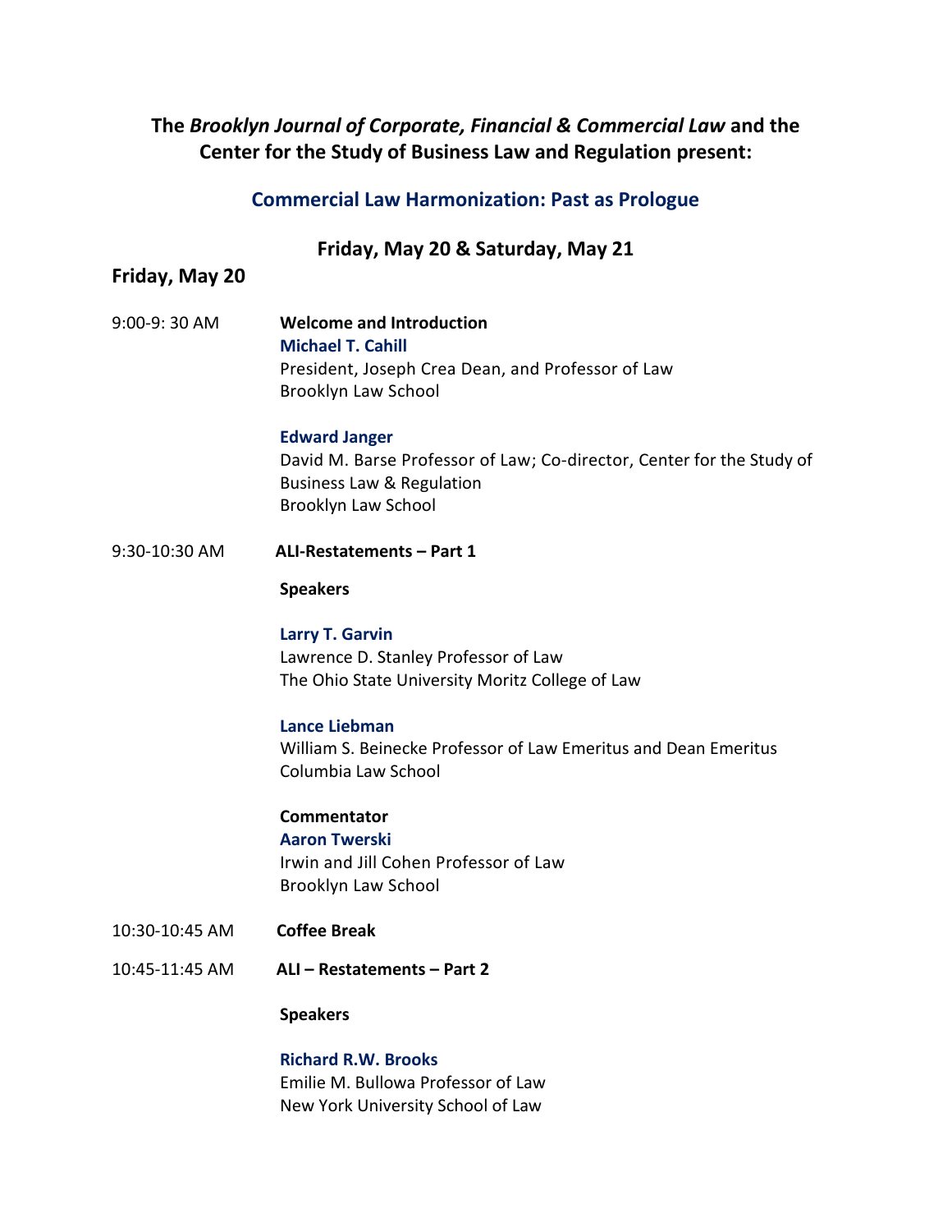**The *Brooklyn Journal of Corporate, Financial & Commercial Law* and the Center for the Study of Business Law and Regulation present:**

## Commercial Law Harmonization: Past as Prologue

**Friday, May 20 & Saturday, May 21**

### Friday, May 20

9:00-9: 30 AM **Welcome and Introduction**

**Michael T. Cahill**
President, Joseph Crea Dean, and Professor of Law
Brooklyn Law School

**Edward Janger**
David M. Barse Professor of Law; Co-director, Center for the Study of Business Law & Regulation
Brooklyn Law School

9:30-10:30 AM **ALI-Restatements – Part 1**

**Speakers**

**Larry T. Garvin**
Lawrence D. Stanley Professor of Law
The Ohio State University Moritz College of Law

**Lance Liebman**
William S. Beinecke Professor of Law Emeritus and Dean Emeritus
Columbia Law School

**Commentator**
**Aaron Twerski**
Irwin and Jill Cohen Professor of Law
Brooklyn Law School

10:30-10:45 AM **Coffee Break**

10:45-11:45 AM **ALI – Restatements – Part 2**

**Speakers**

**Richard R.W. Brooks**
Emilie M. Bullowa Professor of Law
New York University School of Law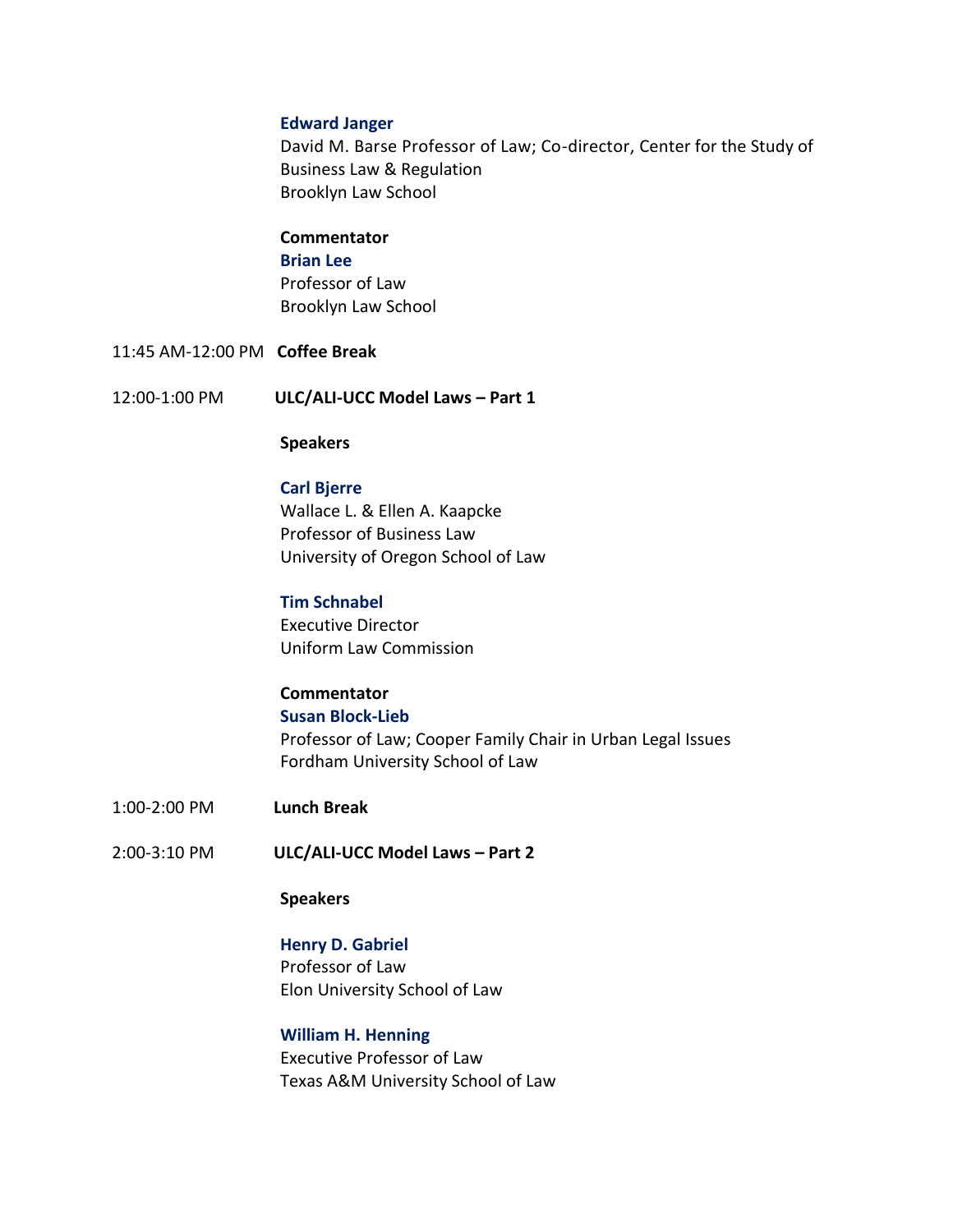**Edward Janger**
David M. Barse Professor of Law; Co-director, Center for the Study of Business Law & Regulation
Brooklyn Law School

**Commentator**
**Brian Lee**
Professor of Law
Brooklyn Law School

11:45 AM-12:00 PM **Coffee Break**

12:00-1:00 PM **ULC/ALI-UCC Model Laws – Part 1**

**Speakers**

**Carl Bjerre**
Wallace L. & Ellen A. Kaapcke
Professor of Business Law
University of Oregon School of Law

**Tim Schnabel**
Executive Director
Uniform Law Commission

**Commentator**
**Susan Block-Lieb**
Professor of Law; Cooper Family Chair in Urban Legal Issues
Fordham University School of Law

1:00-2:00 PM **Lunch Break**

2:00-3:10 PM **ULC/ALI-UCC Model Laws – Part 2**

**Speakers**

**Henry D. Gabriel**
Professor of Law
Elon University School of Law

**William H. Henning**
Executive Professor of Law
Texas A&M University School of Law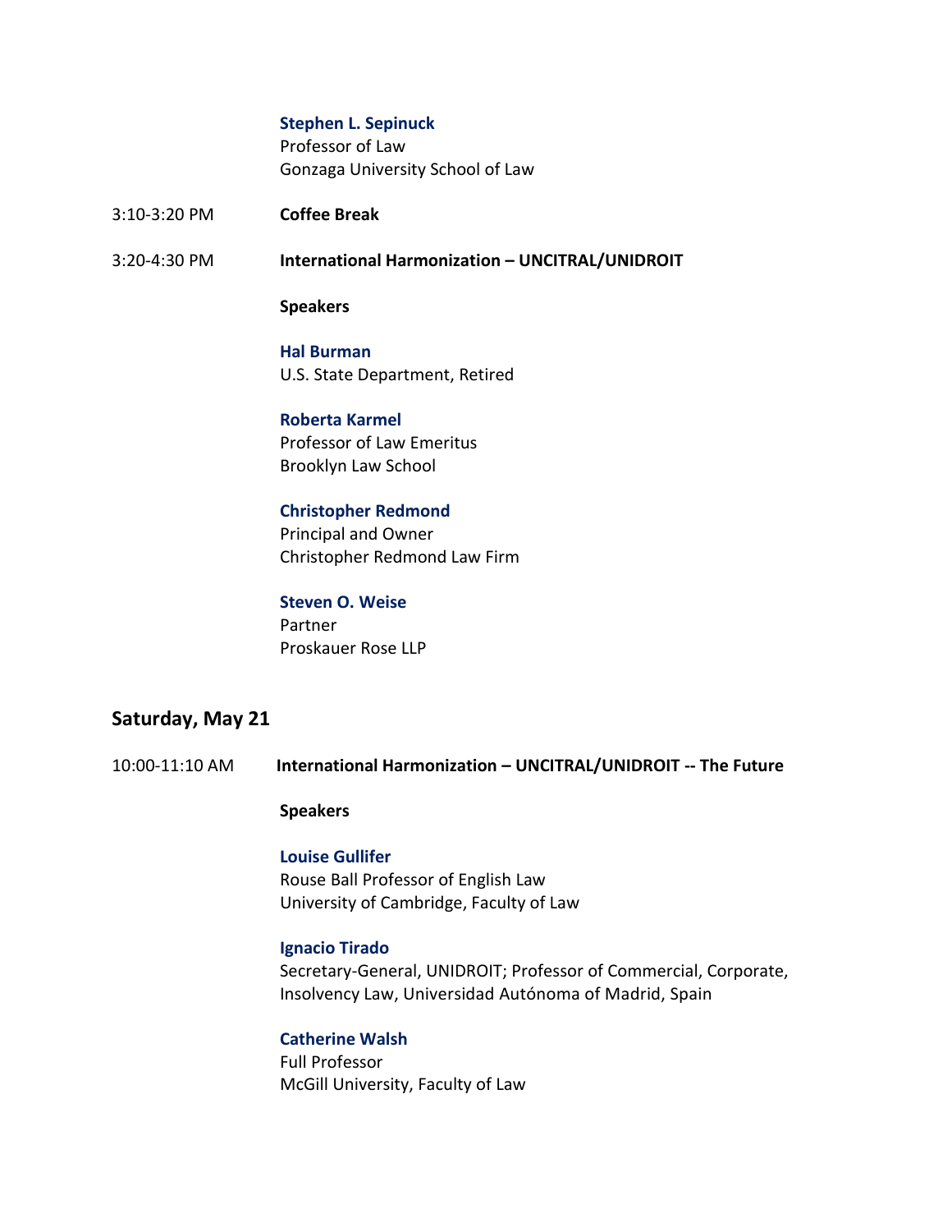**Stephen L. Sepinuck**
Professor of Law
Gonzaga University School of Law

3:10-3:20 PM **Coffee Break**

3:20-4:30 PM **International Harmonization – UNCITRAL/UNIDROIT**

**Speakers**

**Hal Burman**
U.S. State Department, Retired

**Roberta Karmel**
Professor of Law Emeritus
Brooklyn Law School

**Christopher Redmond**
Principal and Owner
Christopher Redmond Law Firm

**Steven O. Weise**
Partner
Proskauer Rose LLP

## Saturday, May 21

10:00-11:10 AM **International Harmonization – UNCITRAL/UNIDROIT -- The Future**

**Speakers**

**Louise Gullifer**
Rouse Ball Professor of English Law
University of Cambridge, Faculty of Law

**Ignacio Tirado**
Secretary-General, UNIDROIT; Professor of Commercial, Corporate, Insolvency Law, Universidad Autónoma of Madrid, Spain

**Catherine Walsh**
Full Professor
McGill University, Faculty of Law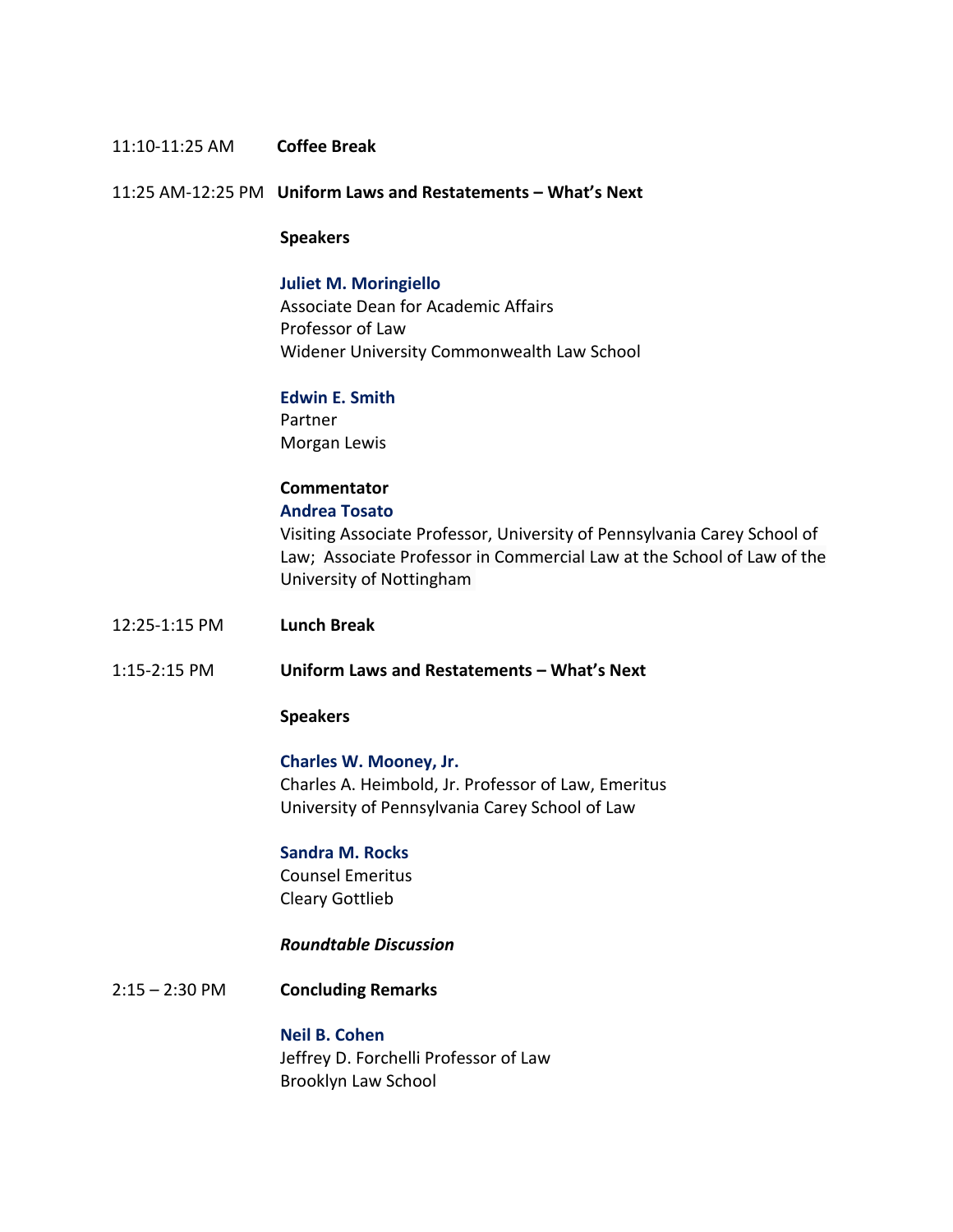11:10-11:25 AM **Coffee Break**

11:25 AM-12:25 PM **Uniform Laws and Restatements – What's Next**

**Speakers**

**Juliet M. Moringiello**
Associate Dean for Academic Affairs
Professor of Law
Widener University Commonwealth Law School

**Edwin E. Smith**
Partner
Morgan Lewis

**Commentator**
**Andrea Tosato**
Visiting Associate Professor, University of Pennsylvania Carey School of Law; Associate Professor in Commercial Law at the School of Law of the University of Nottingham

12:25-1:15 PM **Lunch Break**

1:15-2:15 PM **Uniform Laws and Restatements – What's Next**

**Speakers**

**Charles W. Mooney, Jr.**
Charles A. Heimbold, Jr. Professor of Law, Emeritus
University of Pennsylvania Carey School of Law

**Sandra M. Rocks**
Counsel Emeritus
Cleary Gottlieb

***Roundtable Discussion***

2:15 – 2:30 PM **Concluding Remarks**

**Neil B. Cohen**
Jeffrey D. Forchelli Professor of Law
Brooklyn Law School